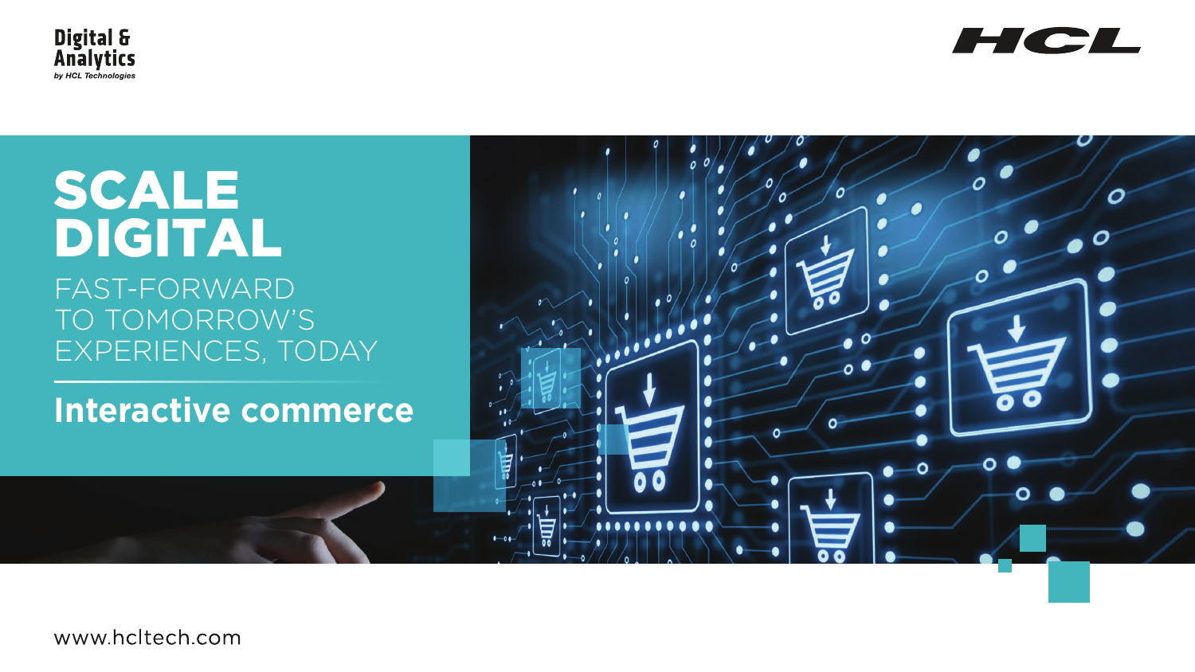Digital & Analytics
*by HCL Technologies*

HCL

# SCALE DIGITAL

FAST-FORWARD TO TOMORROW'S EXPERIENCES, TODAY

## Interactive commerce

www.hcltech.com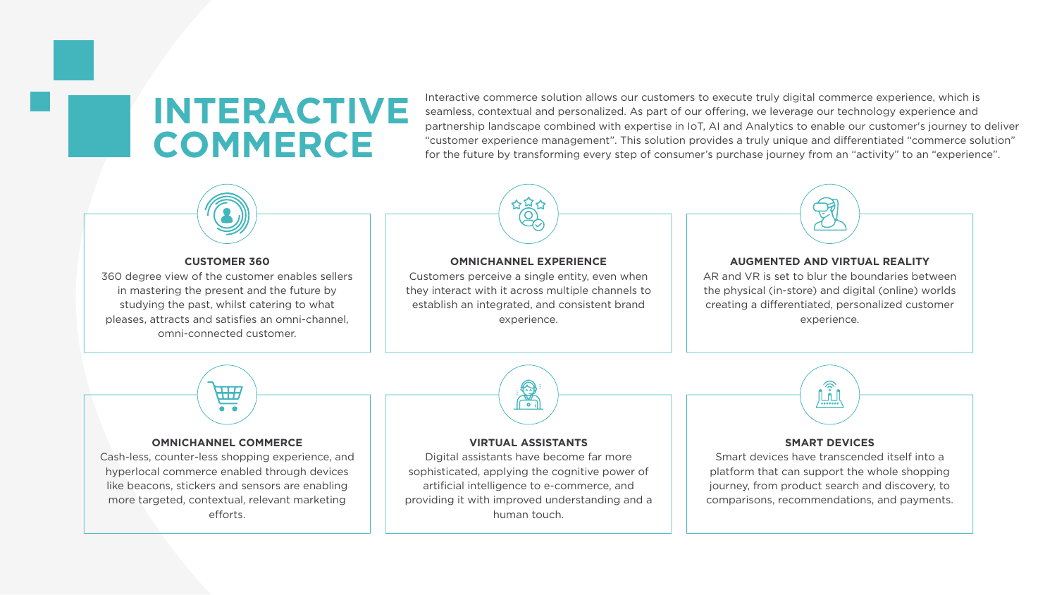# INTERACTIVE COMMERCE

Interactive commerce solution allows our customers to execute truly digital commerce experience, which is seamless, contextual and personalized. As part of our offering, we leverage our technology experience and partnership landscape combined with expertise in IoT, AI and Analytics to enable our customer's journey to deliver "customer experience management". This solution provides a truly unique and differentiated "commerce solution" for the future by transforming every step of consumer's purchase journey from an "activity" to an "experience".

### CUSTOMER 360

360 degree view of the customer enables sellers in mastering the present and the future by studying the past, whilst catering to what pleases, attracts and satisfies an omni-channel, omni-connected customer.

### OMNICHANNEL EXPERIENCE

Customers perceive a single entity, even when they interact with it across multiple channels to establish an integrated, and consistent brand experience.

### AUGMENTED AND VIRTUAL REALITY

AR and VR is set to blur the boundaries between the physical (in-store) and digital (online) worlds creating a differentiated, personalized customer experience.

### OMNICHANNEL COMMERCE

Cash-less, counter-less shopping experience, and hyperlocal commerce enabled through devices like beacons, stickers and sensors are enabling more targeted, contextual, relevant marketing efforts.

### VIRTUAL ASSISTANTS

Digital assistants have become far more sophisticated, applying the cognitive power of artificial intelligence to e-commerce, and providing it with improved understanding and a human touch.

### SMART DEVICES

Smart devices have transcended itself into a platform that can support the whole shopping journey, from product search and discovery, to comparisons, recommendations, and payments.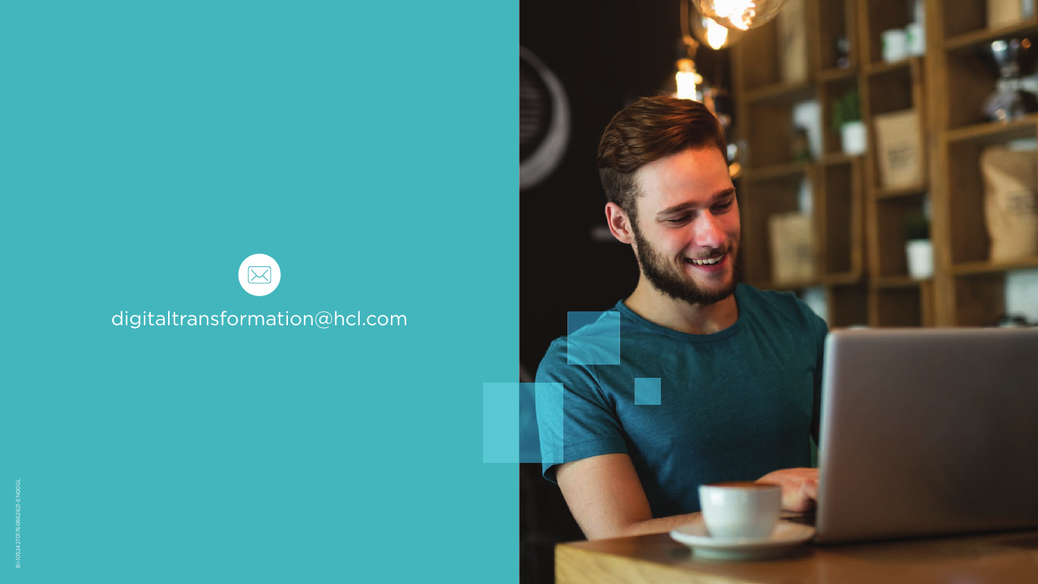digitaltransformation@hcl.com

BI-1052427076086282-EN00GL